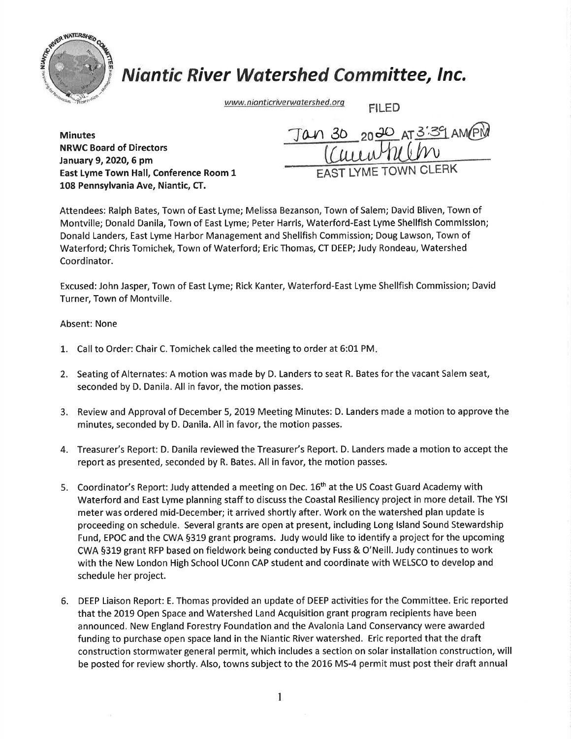# Niantic River Watershed Committee, Inc.

www.nianticriverwatershed.org

FILED

Jan 30 2020 AT 3:39 AM/PM

EAST LYME TOWN CLERK

**Minutes**
**NRWC Board of Directors**
**January 9, 2020, 6 pm**
**East Lyme Town Hall, Conference Room 1**
**108 Pennsylvania Ave, Niantic, CT.**

Attendees: Ralph Bates, Town of East Lyme; Melissa Bezanson, Town of Salem; David Bliven, Town of Montville; Donald Danila, Town of East Lyme; Peter Harris, Waterford-East Lyme Shellfish Commission; Donald Landers, East Lyme Harbor Management and Shellfish Commission; Doug Lawson, Town of Waterford; Chris Tomichek, Town of Waterford; Eric Thomas, CT DEEP; Judy Rondeau, Watershed Coordinator.

Excused: John Jasper, Town of East Lyme; Rick Kanter, Waterford-East Lyme Shellfish Commission; David Turner, Town of Montville.

Absent: None

1. Call to Order: Chair C. Tomichek called the meeting to order at 6:01 PM.

2. Seating of Alternates: A motion was made by D. Landers to seat R. Bates for the vacant Salem seat, seconded by D. Danila. All in favor, the motion passes.

3. Review and Approval of December 5, 2019 Meeting Minutes: D. Landers made a motion to approve the minutes, seconded by D. Danila. All in favor, the motion passes.

4. Treasurer's Report: D. Danila reviewed the Treasurer's Report. D. Landers made a motion to accept the report as presented, seconded by R. Bates. All in favor, the motion passes.

5. Coordinator's Report: Judy attended a meeting on Dec. 16th at the US Coast Guard Academy with Waterford and East Lyme planning staff to discuss the Coastal Resiliency project in more detail. The YSI meter was ordered mid-December; it arrived shortly after. Work on the watershed plan update is proceeding on schedule. Several grants are open at present, including Long Island Sound Stewardship Fund, EPOC and the CWA §319 grant programs. Judy would like to identify a project for the upcoming CWA §319 grant RFP based on fieldwork being conducted by Fuss & O'Neill. Judy continues to work with the New London High School UConn CAP student and coordinate with WELSCO to develop and schedule her project.

6. DEEP Liaison Report: E. Thomas provided an update of DEEP activities for the Committee. Eric reported that the 2019 Open Space and Watershed Land Acquisition grant program recipients have been announced. New England Forestry Foundation and the Avalonia Land Conservancy were awarded funding to purchase open space land in the Niantic River watershed. Eric reported that the draft construction stormwater general permit, which includes a section on solar installation construction, will be posted for review shortly. Also, towns subject to the 2016 MS-4 permit must post their draft annual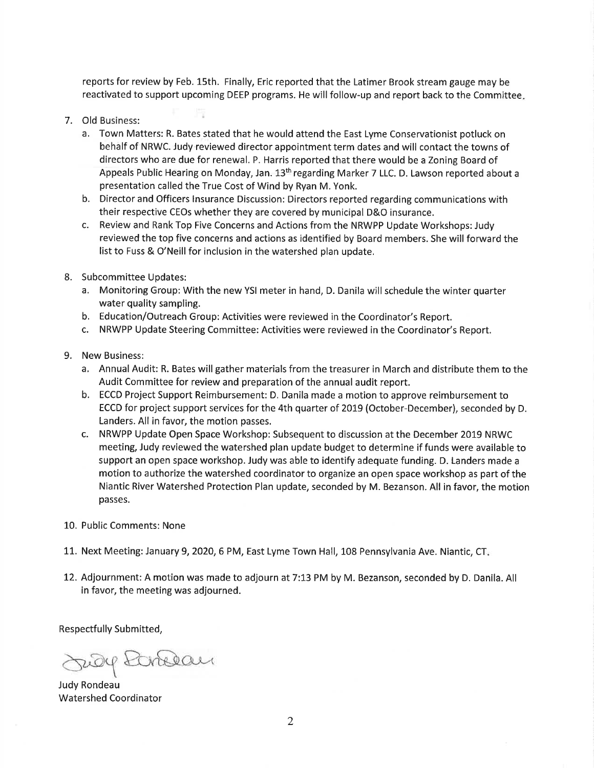reports for review by Feb. 15th. Finally, Eric reported that the Latimer Brook stream gauge may be reactivated to support upcoming DEEP programs. He will follow-up and report back to the Committee.

7. Old Business:
   a. Town Matters: R. Bates stated that he would attend the East Lyme Conservationist potluck on behalf of NRWC. Judy reviewed director appointment term dates and will contact the towns of directors who are due for renewal. P. Harris reported that there would be a Zoning Board of Appeals Public Hearing on Monday, Jan. 13th regarding Marker 7 LLC. D. Lawson reported about a presentation called the True Cost of Wind by Ryan M. Yonk.
   b. Director and Officers Insurance Discussion: Directors reported regarding communications with their respective CEOs whether they are covered by municipal D&O insurance.
   c. Review and Rank Top Five Concerns and Actions from the NRWPP Update Workshops: Judy reviewed the top five concerns and actions as identified by Board members. She will forward the list to Fuss & O'Neill for inclusion in the watershed plan update.

8. Subcommittee Updates:
   a. Monitoring Group: With the new YSI meter in hand, D. Danila will schedule the winter quarter water quality sampling.
   b. Education/Outreach Group: Activities were reviewed in the Coordinator's Report.
   c. NRWPP Update Steering Committee: Activities were reviewed in the Coordinator's Report.

9. New Business:
   a. Annual Audit: R. Bates will gather materials from the treasurer in March and distribute them to the Audit Committee for review and preparation of the annual audit report.
   b. ECCD Project Support Reimbursement: D. Danila made a motion to approve reimbursement to ECCD for project support services for the 4th quarter of 2019 (October-December), seconded by D. Landers. All in favor, the motion passes.
   c. NRWPP Update Open Space Workshop: Subsequent to discussion at the December 2019 NRWC meeting, Judy reviewed the watershed plan update budget to determine if funds were available to support an open space workshop. Judy was able to identify adequate funding. D. Landers made a motion to authorize the watershed coordinator to organize an open space workshop as part of the Niantic River Watershed Protection Plan update, seconded by M. Bezanson. All in favor, the motion passes.

10. Public Comments: None

11. Next Meeting: January 9, 2020, 6 PM, East Lyme Town Hall, 108 Pennsylvania Ave. Niantic, CT.

12. Adjournment: A motion was made to adjourn at 7:13 PM by M. Bezanson, seconded by D. Danila. All in favor, the meeting was adjourned.

Respectfully Submitted,

Judy Rondeau

Judy Rondeau
Watershed Coordinator